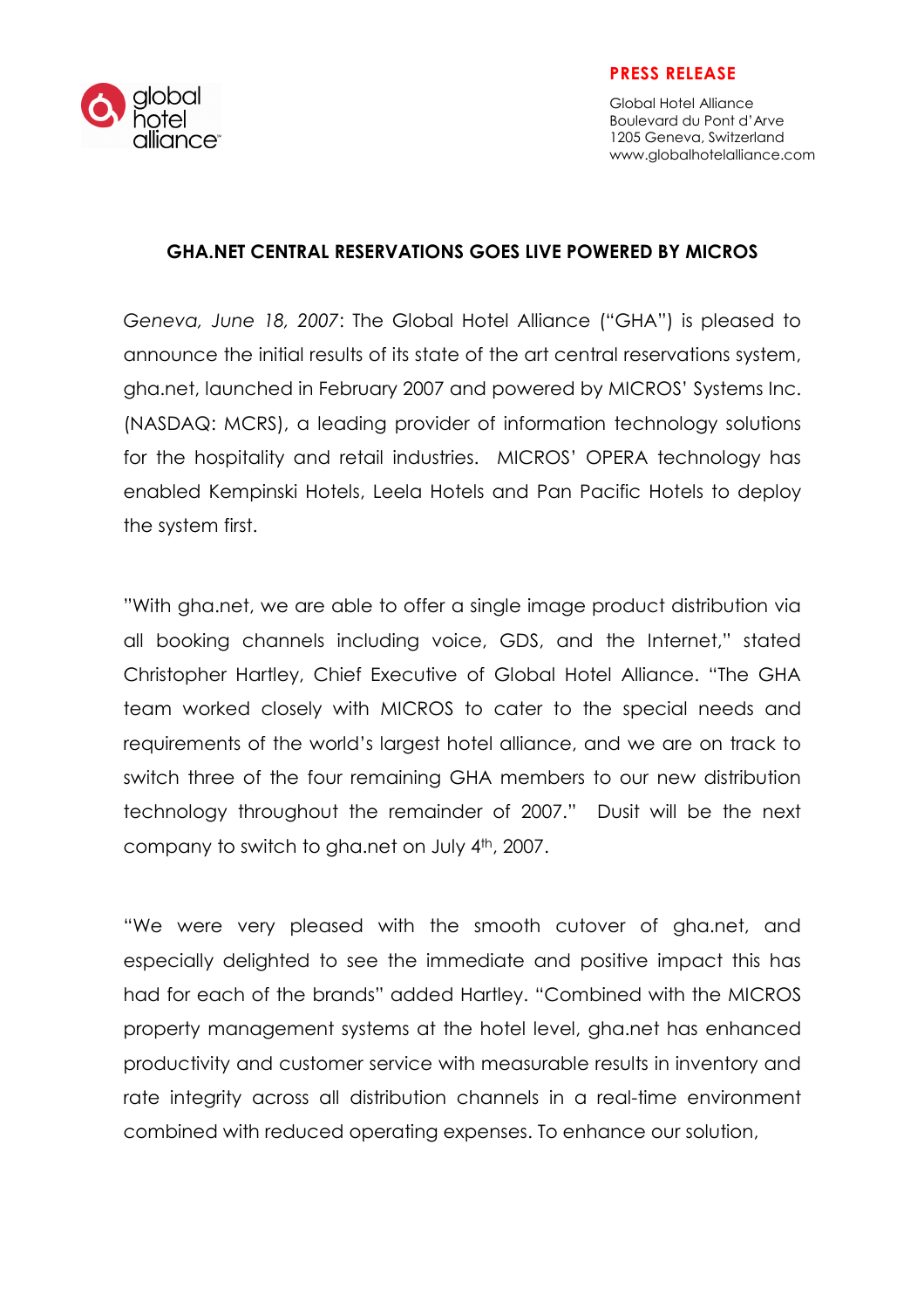global hotel alliance

**PRESS RELEASE**

Global Hotel Alliance
Boulevard du Pont d'Arve
1205 Geneva, Switzerland
www.globalhotelalliance.com

# GHA.NET CENTRAL RESERVATIONS GOES LIVE POWERED BY MICROS

*Geneva, June 18, 2007*: The Global Hotel Alliance ("GHA") is pleased to announce the initial results of its state of the art central reservations system, gha.net, launched in February 2007 and powered by MICROS' Systems Inc. (NASDAQ: MCRS), a leading provider of information technology solutions for the hospitality and retail industries. MICROS' OPERA technology has enabled Kempinski Hotels, Leela Hotels and Pan Pacific Hotels to deploy the system first.

"With gha.net, we are able to offer a single image product distribution via all booking channels including voice, GDS, and the Internet," stated Christopher Hartley, Chief Executive of Global Hotel Alliance. "The GHA team worked closely with MICROS to cater to the special needs and requirements of the world's largest hotel alliance, and we are on track to switch three of the four remaining GHA members to our new distribution technology throughout the remainder of 2007." Dusit will be the next company to switch to gha.net on July 4th, 2007.

"We were very pleased with the smooth cutover of gha.net, and especially delighted to see the immediate and positive impact this has had for each of the brands" added Hartley. "Combined with the MICROS property management systems at the hotel level, gha.net has enhanced productivity and customer service with measurable results in inventory and rate integrity across all distribution channels in a real-time environment combined with reduced operating expenses. To enhance our solution,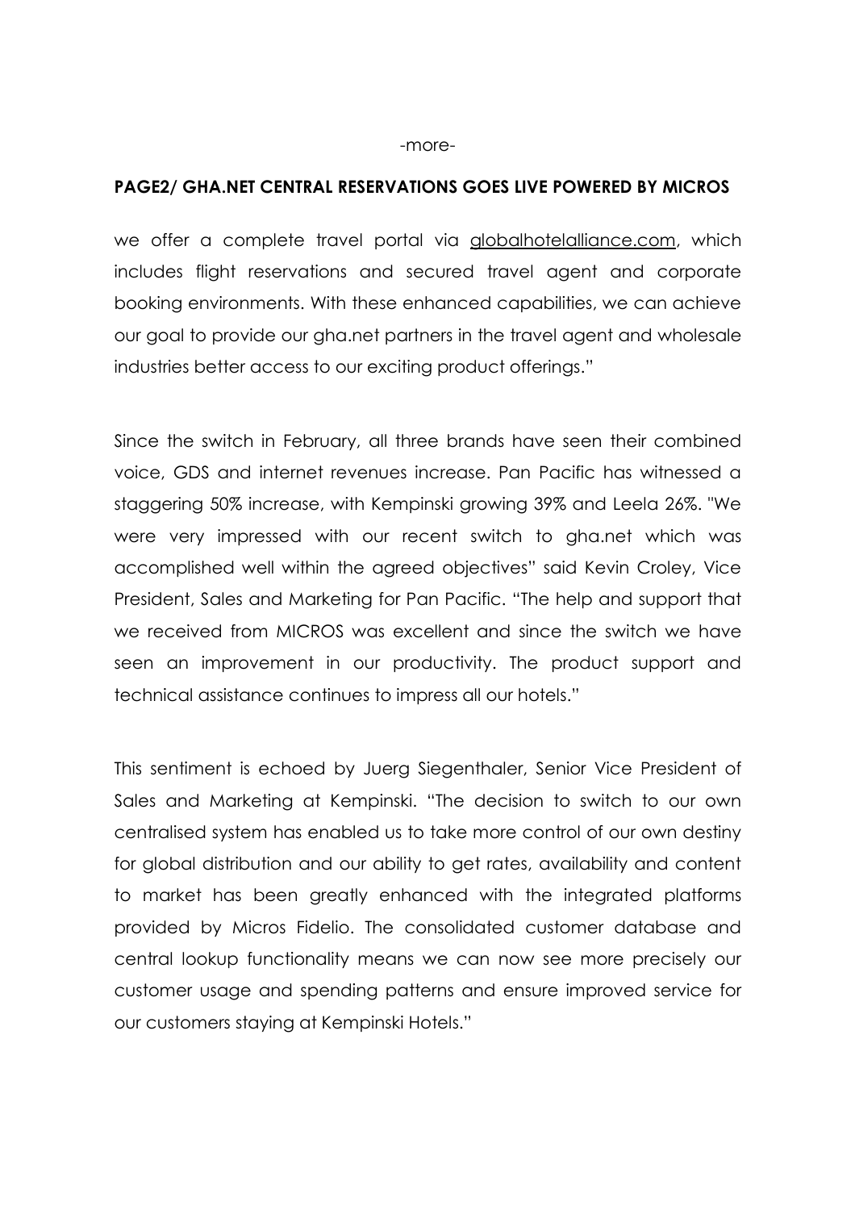-more-

**PAGE2/ GHA.NET CENTRAL RESERVATIONS GOES LIVE POWERED BY MICROS**

we offer a complete travel portal via globalhotelalliance.com, which includes flight reservations and secured travel agent and corporate booking environments. With these enhanced capabilities, we can achieve our goal to provide our gha.net partners in the travel agent and wholesale industries better access to our exciting product offerings."

Since the switch in February, all three brands have seen their combined voice, GDS and internet revenues increase. Pan Pacific has witnessed a staggering 50% increase, with Kempinski growing 39% and Leela 26%. "We were very impressed with our recent switch to gha.net which was accomplished well within the agreed objectives" said Kevin Croley, Vice President, Sales and Marketing for Pan Pacific. "The help and support that we received from MICROS was excellent and since the switch we have seen an improvement in our productivity. The product support and technical assistance continues to impress all our hotels."

This sentiment is echoed by Juerg Siegenthaler, Senior Vice President of Sales and Marketing at Kempinski. "The decision to switch to our own centralised system has enabled us to take more control of our own destiny for global distribution and our ability to get rates, availability and content to market has been greatly enhanced with the integrated platforms provided by Micros Fidelio. The consolidated customer database and central lookup functionality means we can now see more precisely our customer usage and spending patterns and ensure improved service for our customers staying at Kempinski Hotels."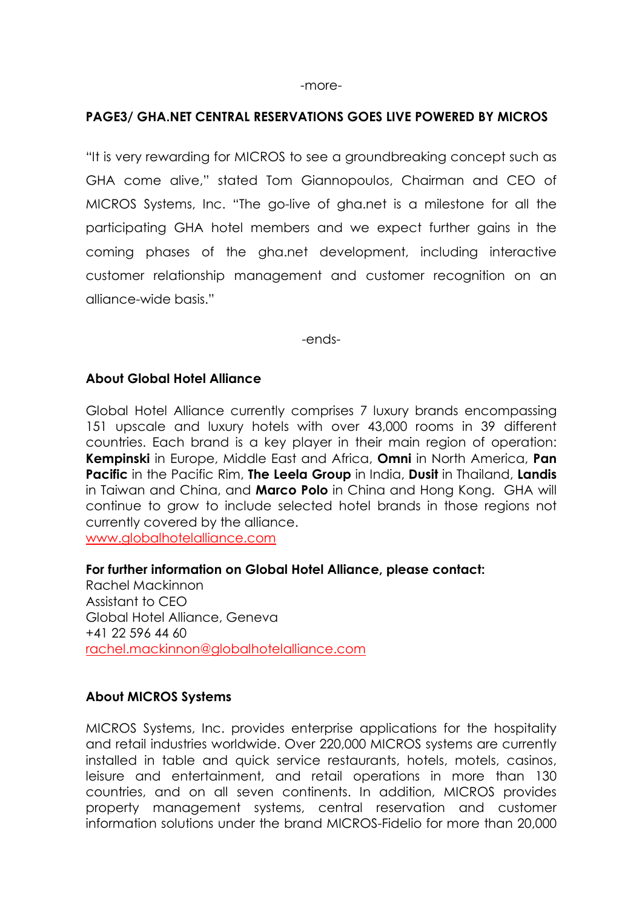-more-

**PAGE3/ GHA.NET CENTRAL RESERVATIONS GOES LIVE POWERED BY MICROS**

"It is very rewarding for MICROS to see a groundbreaking concept such as GHA come alive," stated Tom Giannopoulos, Chairman and CEO of MICROS Systems, Inc. "The go-live of gha.net is a milestone for all the participating GHA hotel members and we expect further gains in the coming phases of the gha.net development, including interactive customer relationship management and customer recognition on an alliance-wide basis."

-ends-

**About Global Hotel Alliance**

Global Hotel Alliance currently comprises 7 luxury brands encompassing 151 upscale and luxury hotels with over 43,000 rooms in 39 different countries. Each brand is a key player in their main region of operation: **Kempinski** in Europe, Middle East and Africa, **Omni** in North America, **Pan Pacific** in the Pacific Rim, **The Leela Group** in India, **Dusit** in Thailand, **Landis** in Taiwan and China, and **Marco Polo** in China and Hong Kong. GHA will continue to grow to include selected hotel brands in those regions not currently covered by the alliance.
www.globalhotelalliance.com

**For further information on Global Hotel Alliance, please contact:**
Rachel Mackinnon
Assistant to CEO
Global Hotel Alliance, Geneva
+41 22 596 44 60
rachel.mackinnon@globalhotelalliance.com

**About MICROS Systems**

MICROS Systems, Inc. provides enterprise applications for the hospitality and retail industries worldwide. Over 220,000 MICROS systems are currently installed in table and quick service restaurants, hotels, motels, casinos, leisure and entertainment, and retail operations in more than 130 countries, and on all seven continents. In addition, MICROS provides property management systems, central reservation and customer information solutions under the brand MICROS-Fidelio for more than 20,000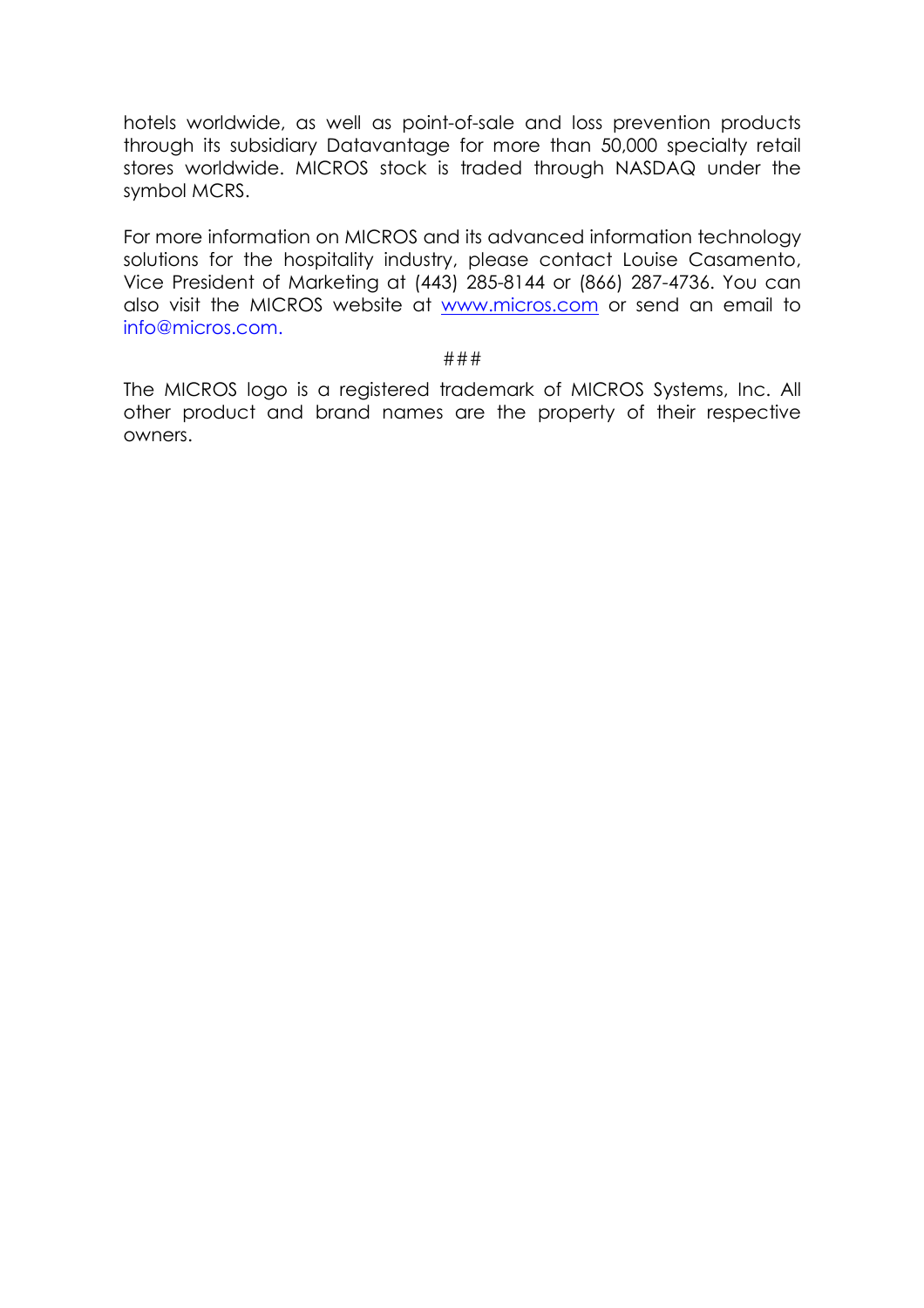hotels worldwide, as well as point-of-sale and loss prevention products through its subsidiary Datavantage for more than 50,000 specialty retail stores worldwide. MICROS stock is traded through NASDAQ under the symbol MCRS.

For more information on MICROS and its advanced information technology solutions for the hospitality industry, please contact Louise Casamento, Vice President of Marketing at (443) 285-8144 or (866) 287-4736. You can also visit the MICROS website at www.micros.com or send an email to info@micros.com.

###

The MICROS logo is a registered trademark of MICROS Systems, Inc. All other product and brand names are the property of their respective owners.